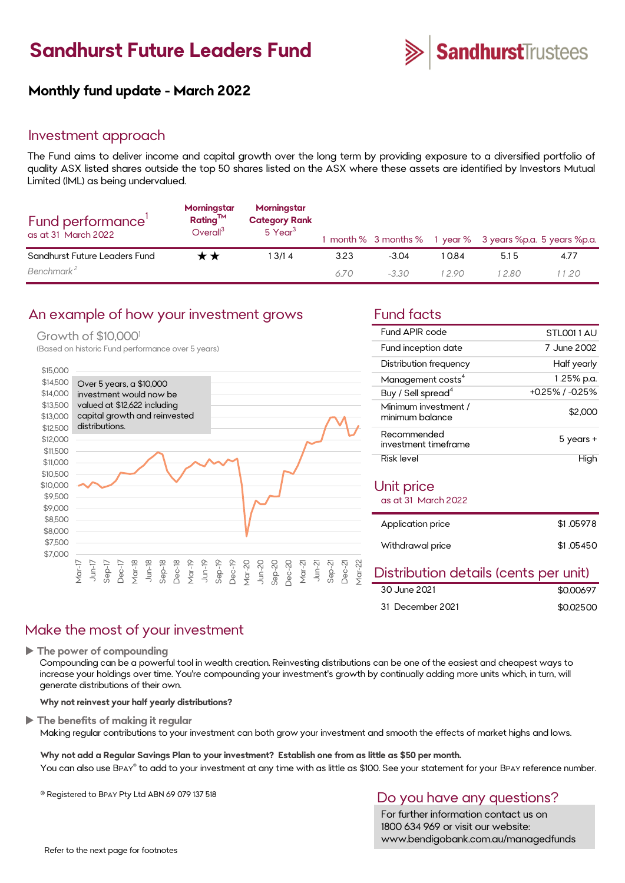# Sandhurst Future Leaders Fund

SandhurstTrustees

## Monthly fund update - March 2022

## Investment approach

The Fund aims to deliver income and capital growth over the long term by providing exposure to a diversified portfolio of quality ASX listed shares outside the top 50 shares listed on the ASX where these assets are identified by Investors Mutual Limited (IML) as being undervalued.

| Fund performance[1] as at 31 March 2022 | Morningstar Rating™ Overall[3] | Morningstar Category Rank 5 Year[3] | 1 month % | 3 months % | 1 year % | 3 years %p.a. | 5 years %p.a. |
|---|---|---|---|---|---|---|---|
| Sandhurst Future Leaders Fund | ★★ | 13/14 | 3.23 | -3.04 | 10.84 | 5.15 | 4.77 |
| *Benchmark[2]* | | | *6.70* | *-3.30* | *12.90* | *12.80* | *11.20* |

## An example of how your investment grows

Growth of $10,000[1]

(Based on historic Fund performance over 5 years)

Over 5 years, a $10,000 investment would now be valued at $12,622 including capital growth and reinvested distributions.

## Fund facts

| | |
|---|---|
| Fund APIR code | STL0011AU |
| Fund inception date | 7 June 2002 |
| Distribution frequency | Half yearly |
| Management costs[4] | 1.25% p.a. |
| Buy / Sell spread[4] | +0.25% / -0.25% |
| Minimum investment / minimum balance | $2,000 |
| Recommended investment timeframe | 5 years + |
| Risk level | High |

## Unit price

as at 31 March 2022

| | |
|---|---|
| Application price | $1.05978 |
| Withdrawal price | $1.05450 |

## Distribution details (cents per unit)

| | |
|---|---|
| 30 June 2021 | $0.00697 |
| 31 December 2021 | $0.02500 |

## Make the most of your investment

**The power of compounding**

Compounding can be a powerful tool in wealth creation. Reinvesting distributions can be one of the easiest and cheapest ways to increase your holdings over time. You're compounding your investment's growth by continually adding more units which, in turn, will generate distributions of their own.

**Why not reinvest your half yearly distributions?**

**The benefits of making it regular**

Making regular contributions to your investment can both grow your investment and smooth the effects of market highs and lows.

**Why not add a Regular Savings Plan to your investment? Establish one from as little as $50 per month.**

You can also use BPAY® to add to your investment at any time with as little as $100. See your statement for your BPAY reference number.

® Registered to BPAY Pty Ltd ABN 69 079 137 518

## Do you have any questions?

For further information contact us on 1800 634 969 or visit our website: www.bendigobank.com.au/managedfunds

Refer to the next page for footnotes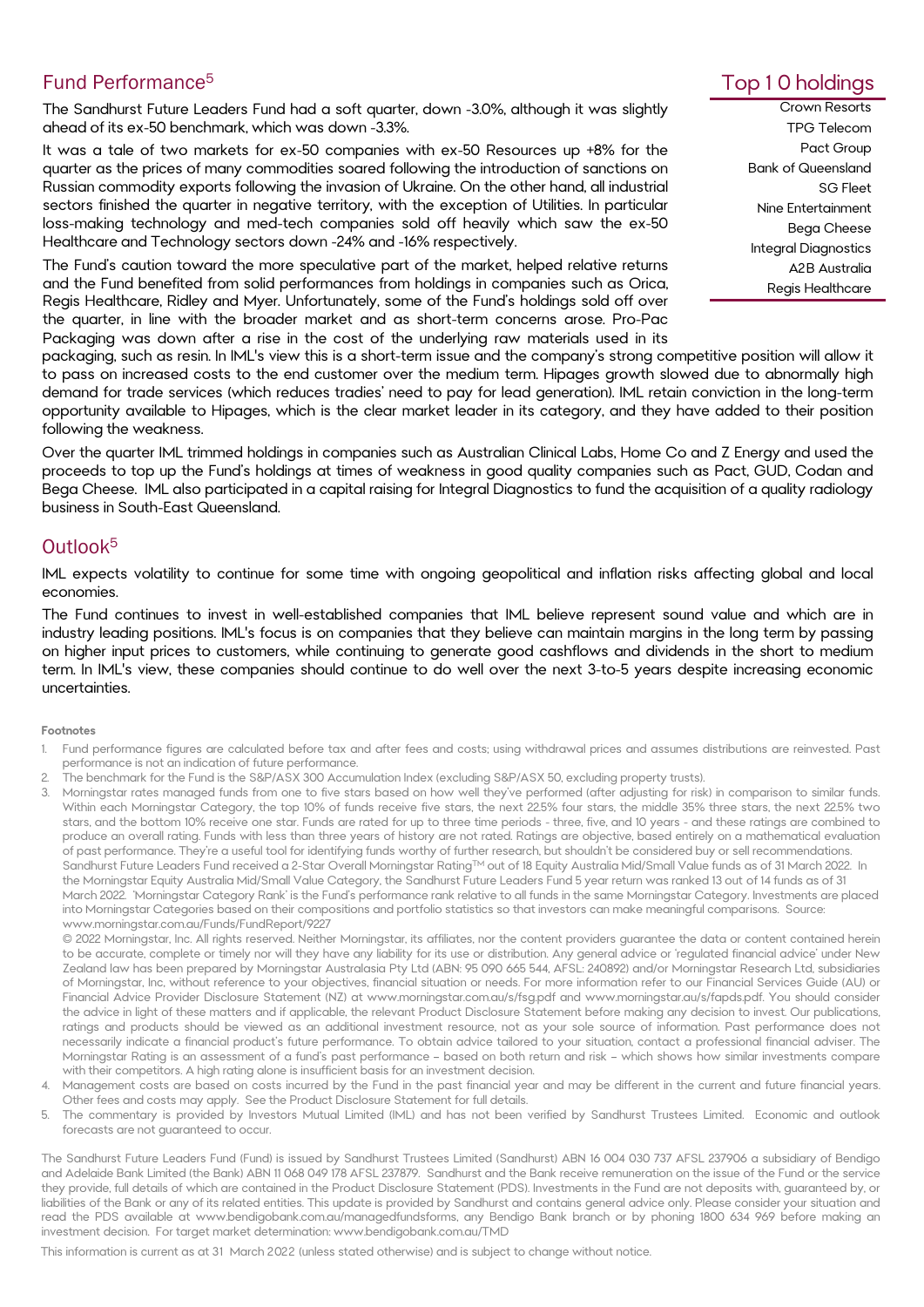## Fund Performance[5]

The Sandhurst Future Leaders Fund had a soft quarter, down -3.0%, although it was slightly ahead of its ex-50 benchmark, which was down -3.3%.

It was a tale of two markets for ex-50 companies with ex-50 Resources up +8% for the quarter as the prices of many commodities soared following the introduction of sanctions on Russian commodity exports following the invasion of Ukraine. On the other hand, all industrial sectors finished the quarter in negative territory, with the exception of Utilities. In particular loss-making technology and med-tech companies sold off heavily which saw the ex-50 Healthcare and Technology sectors down -24% and -16% respectively.

The Fund's caution toward the more speculative part of the market, helped relative returns and the Fund benefited from solid performances from holdings in companies such as Orica, Regis Healthcare, Ridley and Myer. Unfortunately, some of the Fund's holdings sold off over the quarter, in line with the broader market and as short-term concerns arose. Pro-Pac Packaging was down after a rise in the cost of the underlying raw materials used in its packaging, such as resin. In IML's view this is a short-term issue and the company's strong competitive position will allow it to pass on increased costs to the end customer over the medium term. Hipages growth slowed due to abnormally high demand for trade services (which reduces tradies' need to pay for lead generation). IML retain conviction in the long-term opportunity available to Hipages, which is the clear market leader in its category, and they have added to their position following the weakness.

Over the quarter IML trimmed holdings in companies such as Australian Clinical Labs, Home Co and Z Energy and used the proceeds to top up the Fund's holdings at times of weakness in good quality companies such as Pact, GUD, Codan and Bega Cheese. IML also participated in a capital raising for Integral Diagnostics to fund the acquisition of a quality radiology business in South-East Queensland.

## Top 10 holdings

Crown Resorts
TPG Telecom
Pact Group
Bank of Queensland
SG Fleet
Nine Entertainment
Bega Cheese
Integral Diagnostics
A2B Australia
Regis Healthcare

## Outlook[5]

IML expects volatility to continue for some time with ongoing geopolitical and inflation risks affecting global and local economies.

The Fund continues to invest in well-established companies that IML believe represent sound value and which are in industry leading positions. IML's focus is on companies that they believe can maintain margins in the long term by passing on higher input prices to customers, while continuing to generate good cashflows and dividends in the short to medium term. In IML's view, these companies should continue to do well over the next 3-to-5 years despite increasing economic uncertainties.

**Footnotes**

1. Fund performance figures are calculated before tax and after fees and costs; using withdrawal prices and assumes distributions are reinvested. Past performance is not an indication of future performance.
2. The benchmark for the Fund is the S&P/ASX 300 Accumulation Index (excluding S&P/ASX 50, excluding property trusts).
3. Morningstar rates managed funds from one to five stars based on how well they've performed (after adjusting for risk) in comparison to similar funds. Within each Morningstar Category, the top 10% of funds receive five stars, the next 22.5% four stars, the middle 35% three stars, the next 22.5% two stars, and the bottom 10% receive one star. Funds are rated for up to three time periods - three, five, and 10 years - and these ratings are combined to produce an overall rating. Funds with less than three years of history are not rated. Ratings are objective, based entirely on a mathematical evaluation of past performance. They're a useful tool for identifying funds worthy of further research, but shouldn't be considered buy or sell recommendations. Sandhurst Future Leaders Fund received a 2-Star Overall Morningstar Rating™ out of 18 Equity Australia Mid/Small Value funds as of 31 March 2022. In the Morningstar Equity Australia Mid/Small Value Category, the Sandhurst Future Leaders Fund 5 year return was ranked 13 out of 14 funds as of 31 March 2022. 'Morningstar Category Rank' is the Fund's performance rank relative to all funds in the same Morningstar Category. Investments are placed into Morningstar Categories based on their compositions and portfolio statistics so that investors can make meaningful comparisons. Source: www.morningstar.com.au/Funds/FundReport/9227
   © 2022 Morningstar, Inc. All rights reserved. Neither Morningstar, its affiliates, nor the content providers guarantee the data or content contained herein to be accurate, complete or timely nor will they have any liability for its use or distribution. Any general advice or 'regulated financial advice' under New Zealand law has been prepared by Morningstar Australasia Pty Ltd (ABN: 95 090 665 544, AFSL: 240892) and/or Morningstar Research Ltd, subsidiaries of Morningstar, Inc, without reference to your objectives, financial situation or needs. For more information refer to our Financial Services Guide (AU) or Financial Advice Provider Disclosure Statement (NZ) at www.morningstar.com.au/s/fsg.pdf and www.morningstar.au/s/fapds.pdf. You should consider the advice in light of these matters and if applicable, the relevant Product Disclosure Statement before making any decision to invest. Our publications, ratings and products should be viewed as an additional investment resource, not as your sole source of information. Past performance does not necessarily indicate a financial product's future performance. To obtain advice tailored to your situation, contact a professional financial adviser. The Morningstar Rating is an assessment of a fund's past performance – based on both return and risk – which shows how similar investments compare with their competitors. A high rating alone is insufficient basis for an investment decision.
4. Management costs are based on costs incurred by the Fund in the past financial year and may be different in the current and future financial years. Other fees and costs may apply. See the Product Disclosure Statement for full details.
5. The commentary is provided by Investors Mutual Limited (IML) and has not been verified by Sandhurst Trustees Limited. Economic and outlook forecasts are not guaranteed to occur.

The Sandhurst Future Leaders Fund (Fund) is issued by Sandhurst Trustees Limited (Sandhurst) ABN 16 004 030 737 AFSL 237906 a subsidiary of Bendigo and Adelaide Bank Limited (the Bank) ABN 11 068 049 178 AFSL 237879. Sandhurst and the Bank receive remuneration on the issue of the Fund or the service they provide, full details of which are contained in the Product Disclosure Statement (PDS). Investments in the Fund are not deposits with, guaranteed by, or liabilities of the Bank or any of its related entities. This update is provided by Sandhurst and contains general advice only. Please consider your situation and read the PDS available at www.bendigobank.com.au/managedfundsforms, any Bendigo Bank branch or by phoning 1800 634 969 before making an investment decision. For target market determination: www.bendigobank.com.au/TMD

This information is current as at 31 March 2022 (unless stated otherwise) and is subject to change without notice.